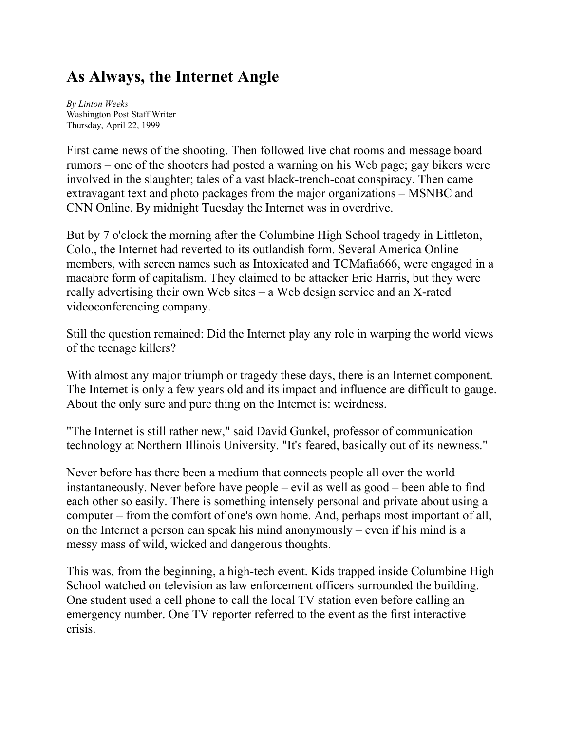# As Always, the Internet Angle

*By Linton Weeks*
Washington Post Staff Writer
Thursday, April 22, 1999

First came news of the shooting. Then followed live chat rooms and message board rumors – one of the shooters had posted a warning on his Web page; gay bikers were involved in the slaughter; tales of a vast black-trench-coat conspiracy. Then came extravagant text and photo packages from the major organizations – MSNBC and CNN Online. By midnight Tuesday the Internet was in overdrive.

But by 7 o'clock the morning after the Columbine High School tragedy in Littleton, Colo., the Internet had reverted to its outlandish form. Several America Online members, with screen names such as Intoxicated and TCMafia666, were engaged in a macabre form of capitalism. They claimed to be attacker Eric Harris, but they were really advertising their own Web sites – a Web design service and an X-rated videoconferencing company.

Still the question remained: Did the Internet play any role in warping the world views of the teenage killers?

With almost any major triumph or tragedy these days, there is an Internet component. The Internet is only a few years old and its impact and influence are difficult to gauge. About the only sure and pure thing on the Internet is: weirdness.

"The Internet is still rather new," said David Gunkel, professor of communication technology at Northern Illinois University. "It's feared, basically out of its newness."

Never before has there been a medium that connects people all over the world instantaneously. Never before have people – evil as well as good – been able to find each other so easily. There is something intensely personal and private about using a computer – from the comfort of one's own home. And, perhaps most important of all, on the Internet a person can speak his mind anonymously – even if his mind is a messy mass of wild, wicked and dangerous thoughts.

This was, from the beginning, a high-tech event. Kids trapped inside Columbine High School watched on television as law enforcement officers surrounded the building. One student used a cell phone to call the local TV station even before calling an emergency number. One TV reporter referred to the event as the first interactive crisis.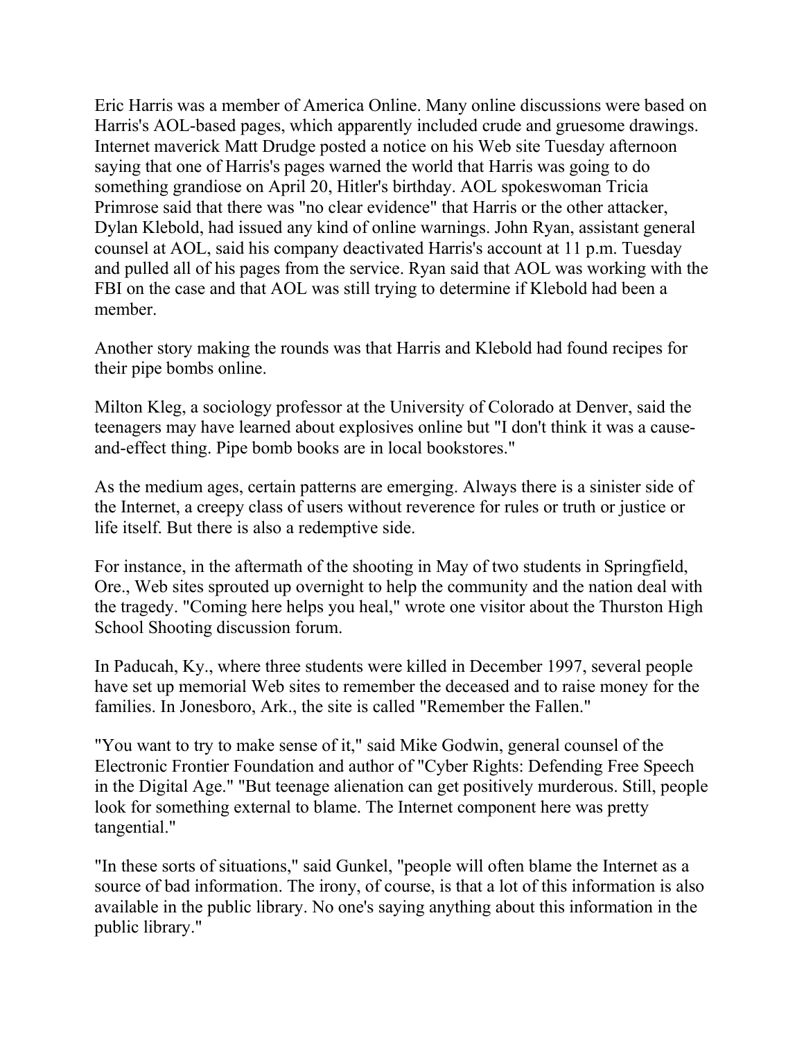Eric Harris was a member of America Online. Many online discussions were based on Harris's AOL-based pages, which apparently included crude and gruesome drawings. Internet maverick Matt Drudge posted a notice on his Web site Tuesday afternoon saying that one of Harris's pages warned the world that Harris was going to do something grandiose on April 20, Hitler's birthday. AOL spokeswoman Tricia Primrose said that there was "no clear evidence" that Harris or the other attacker, Dylan Klebold, had issued any kind of online warnings. John Ryan, assistant general counsel at AOL, said his company deactivated Harris's account at 11 p.m. Tuesday and pulled all of his pages from the service. Ryan said that AOL was working with the FBI on the case and that AOL was still trying to determine if Klebold had been a member.

Another story making the rounds was that Harris and Klebold had found recipes for their pipe bombs online.

Milton Kleg, a sociology professor at the University of Colorado at Denver, said the teenagers may have learned about explosives online but "I don't think it was a cause-and-effect thing. Pipe bomb books are in local bookstores."

As the medium ages, certain patterns are emerging. Always there is a sinister side of the Internet, a creepy class of users without reverence for rules or truth or justice or life itself. But there is also a redemptive side.

For instance, in the aftermath of the shooting in May of two students in Springfield, Ore., Web sites sprouted up overnight to help the community and the nation deal with the tragedy. "Coming here helps you heal," wrote one visitor about the Thurston High School Shooting discussion forum.

In Paducah, Ky., where three students were killed in December 1997, several people have set up memorial Web sites to remember the deceased and to raise money for the families. In Jonesboro, Ark., the site is called "Remember the Fallen."

"You want to try to make sense of it," said Mike Godwin, general counsel of the Electronic Frontier Foundation and author of "Cyber Rights: Defending Free Speech in the Digital Age." "But teenage alienation can get positively murderous. Still, people look for something external to blame. The Internet component here was pretty tangential."

"In these sorts of situations," said Gunkel, "people will often blame the Internet as a source of bad information. The irony, of course, is that a lot of this information is also available in the public library. No one's saying anything about this information in the public library."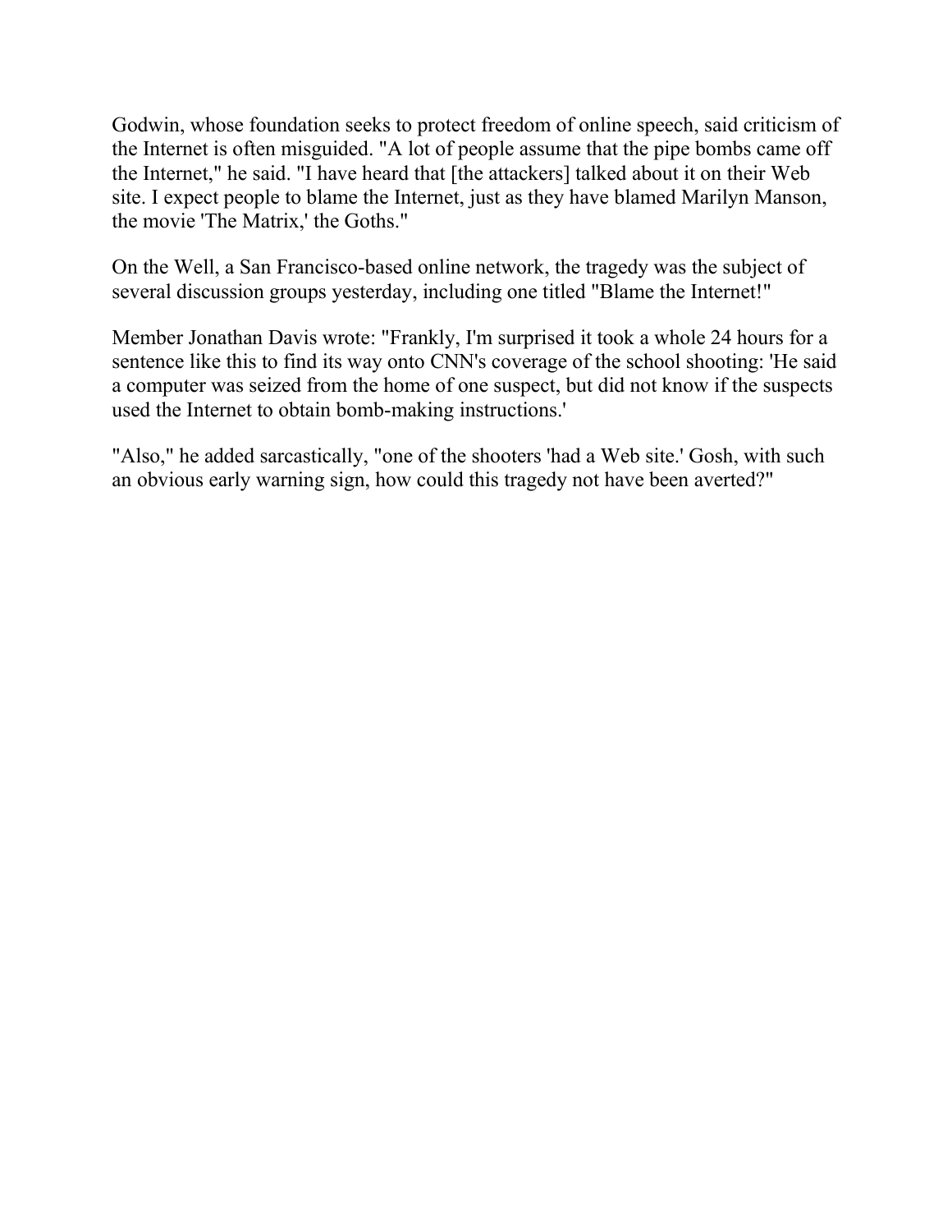Godwin, whose foundation seeks to protect freedom of online speech, said criticism of the Internet is often misguided. "A lot of people assume that the pipe bombs came off the Internet," he said. "I have heard that [the attackers] talked about it on their Web site. I expect people to blame the Internet, just as they have blamed Marilyn Manson, the movie 'The Matrix,' the Goths."

On the Well, a San Francisco-based online network, the tragedy was the subject of several discussion groups yesterday, including one titled "Blame the Internet!"

Member Jonathan Davis wrote: "Frankly, I'm surprised it took a whole 24 hours for a sentence like this to find its way onto CNN's coverage of the school shooting: 'He said a computer was seized from the home of one suspect, but did not know if the suspects used the Internet to obtain bomb-making instructions.'

"Also," he added sarcastically, "one of the shooters 'had a Web site.' Gosh, with such an obvious early warning sign, how could this tragedy not have been averted?"